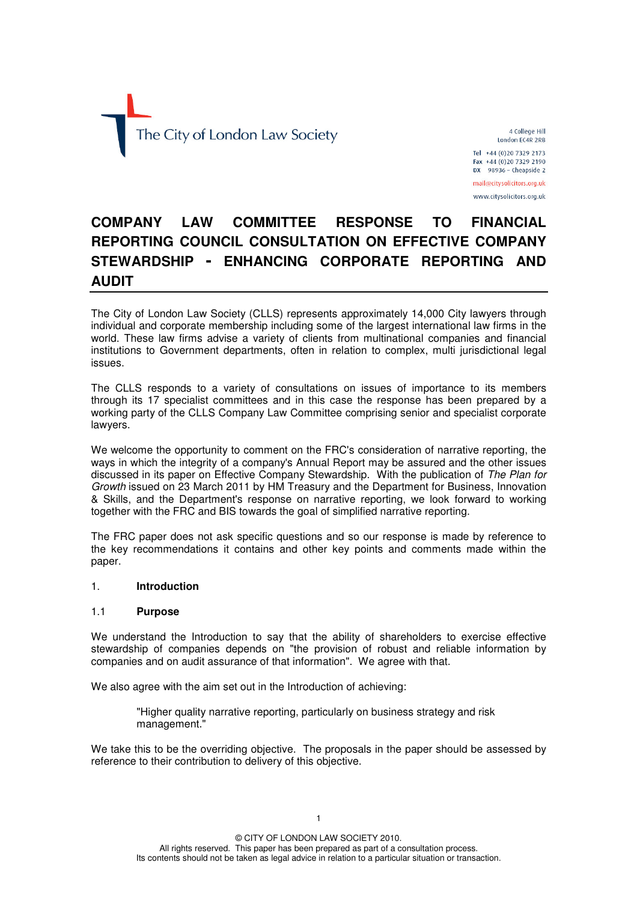The City of London Law Society

4 College Hill
London EC4R 2RB

Tel +44 (0)20 7329 2173
Fax +44 (0)20 7329 2190
DX 98936 – Cheapside 2

mail@citysolicitors.org.uk

www.citysolicitors.org.uk

# COMPANY LAW COMMITTEE RESPONSE TO FINANCIAL REPORTING COUNCIL CONSULTATION ON EFFECTIVE COMPANY STEWARDSHIP - ENHANCING CORPORATE REPORTING AND AUDIT

The City of London Law Society (CLLS) represents approximately 14,000 City lawyers through individual and corporate membership including some of the largest international law firms in the world. These law firms advise a variety of clients from multinational companies and financial institutions to Government departments, often in relation to complex, multi jurisdictional legal issues.

The CLLS responds to a variety of consultations on issues of importance to its members through its 17 specialist committees and in this case the response has been prepared by a working party of the CLLS Company Law Committee comprising senior and specialist corporate lawyers.

We welcome the opportunity to comment on the FRC's consideration of narrative reporting, the ways in which the integrity of a company's Annual Report may be assured and the other issues discussed in its paper on Effective Company Stewardship. With the publication of *The Plan for Growth* issued on 23 March 2011 by HM Treasury and the Department for Business, Innovation & Skills, and the Department's response on narrative reporting, we look forward to working together with the FRC and BIS towards the goal of simplified narrative reporting.

The FRC paper does not ask specific questions and so our response is made by reference to the key recommendations it contains and other key points and comments made within the paper.

## 1. Introduction

### 1.1 Purpose

We understand the Introduction to say that the ability of shareholders to exercise effective stewardship of companies depends on "the provision of robust and reliable information by companies and on audit assurance of that information". We agree with that.

We also agree with the aim set out in the Introduction of achieving:

> "Higher quality narrative reporting, particularly on business strategy and risk management."

We take this to be the overriding objective. The proposals in the paper should be assessed by reference to their contribution to delivery of this objective.

© CITY OF LONDON LAW SOCIETY 2010.
All rights reserved. This paper has been prepared as part of a consultation process.
Its contents should not be taken as legal advice in relation to a particular situation or transaction.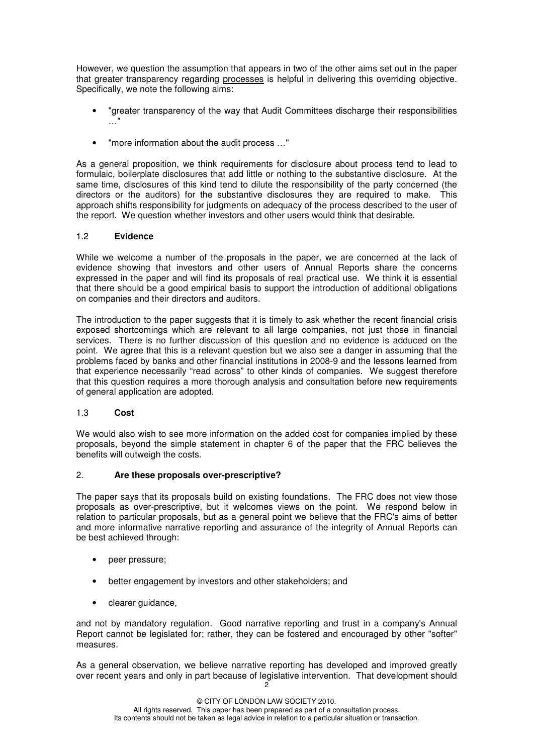However, we question the assumption that appears in two of the other aims set out in the paper that greater transparency regarding processes is helpful in delivering this overriding objective. Specifically, we note the following aims:

- "greater transparency of the way that Audit Committees discharge their responsibilities …"
- "more information about the audit process …"

As a general proposition, we think requirements for disclosure about process tend to lead to formulaic, boilerplate disclosures that add little or nothing to the substantive disclosure. At the same time, disclosures of this kind tend to dilute the responsibility of the party concerned (the directors or the auditors) for the substantive disclosures they are required to make. This approach shifts responsibility for judgments on adequacy of the process described to the user of the report. We question whether investors and other users would think that desirable.

### 1.2 Evidence

While we welcome a number of the proposals in the paper, we are concerned at the lack of evidence showing that investors and other users of Annual Reports share the concerns expressed in the paper and will find its proposals of real practical use. We think it is essential that there should be a good empirical basis to support the introduction of additional obligations on companies and their directors and auditors.

The introduction to the paper suggests that it is timely to ask whether the recent financial crisis exposed shortcomings which are relevant to all large companies, not just those in financial services. There is no further discussion of this question and no evidence is adduced on the point. We agree that this is a relevant question but we also see a danger in assuming that the problems faced by banks and other financial institutions in 2008-9 and the lessons learned from that experience necessarily "read across" to other kinds of companies. We suggest therefore that this question requires a more thorough analysis and consultation before new requirements of general application are adopted.

### 1.3 Cost

We would also wish to see more information on the added cost for companies implied by these proposals, beyond the simple statement in chapter 6 of the paper that the FRC believes the benefits will outweigh the costs.

## 2. Are these proposals over-prescriptive?

The paper says that its proposals build on existing foundations. The FRC does not view those proposals as over-prescriptive, but it welcomes views on the point. We respond below in relation to particular proposals, but as a general point we believe that the FRC's aims of better and more informative narrative reporting and assurance of the integrity of Annual Reports can be best achieved through:

- peer pressure;
- better engagement by investors and other stakeholders; and
- clearer guidance,

and not by mandatory regulation. Good narrative reporting and trust in a company's Annual Report cannot be legislated for; rather, they can be fostered and encouraged by other "softer" measures.

As a general observation, we believe narrative reporting has developed and improved greatly over recent years and only in part because of legislative intervention. That development should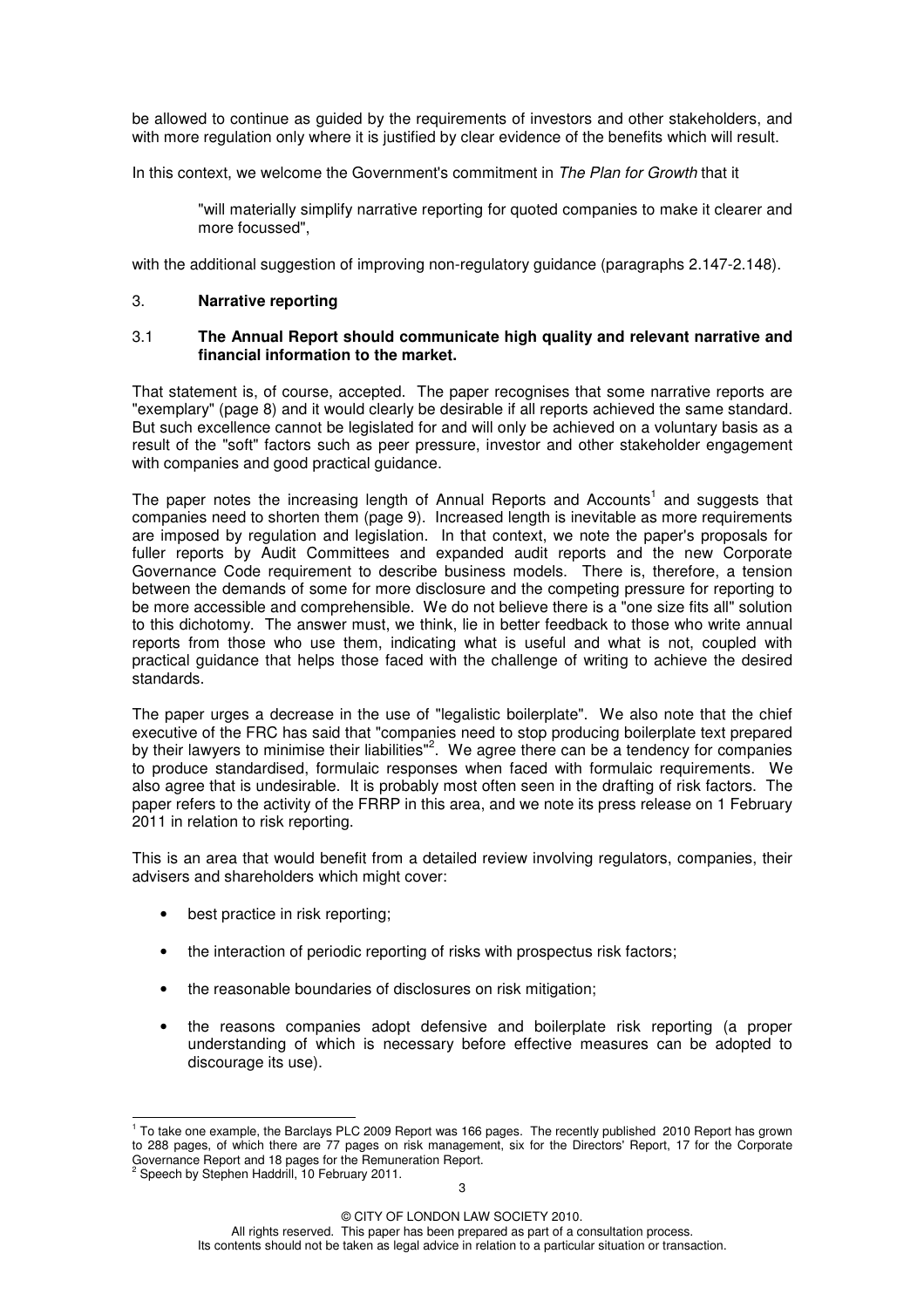be allowed to continue as guided by the requirements of investors and other stakeholders, and with more regulation only where it is justified by clear evidence of the benefits which will result.

In this context, we welcome the Government's commitment in *The Plan for Growth* that it

> "will materially simplify narrative reporting for quoted companies to make it clearer and more focussed",

with the additional suggestion of improving non-regulatory guidance (paragraphs 2.147-2.148).

## 3. **Narrative reporting**

### 3.1 **The Annual Report should communicate high quality and relevant narrative and financial information to the market.**

That statement is, of course, accepted. The paper recognises that some narrative reports are "exemplary" (page 8) and it would clearly be desirable if all reports achieved the same standard. But such excellence cannot be legislated for and will only be achieved on a voluntary basis as a result of the "soft" factors such as peer pressure, investor and other stakeholder engagement with companies and good practical guidance.

The paper notes the increasing length of Annual Reports and Accounts[1] and suggests that companies need to shorten them (page 9). Increased length is inevitable as more requirements are imposed by regulation and legislation. In that context, we note the paper's proposals for fuller reports by Audit Committees and expanded audit reports and the new Corporate Governance Code requirement to describe business models. There is, therefore, a tension between the demands of some for more disclosure and the competing pressure for reporting to be more accessible and comprehensible. We do not believe there is a "one size fits all" solution to this dichotomy. The answer must, we think, lie in better feedback to those who write annual reports from those who use them, indicating what is useful and what is not, coupled with practical guidance that helps those faced with the challenge of writing to achieve the desired standards.

The paper urges a decrease in the use of "legalistic boilerplate". We also note that the chief executive of the FRC has said that "companies need to stop producing boilerplate text prepared by their lawyers to minimise their liabilities"[2]. We agree there can be a tendency for companies to produce standardised, formulaic responses when faced with formulaic requirements. We also agree that is undesirable. It is probably most often seen in the drafting of risk factors. The paper refers to the activity of the FRRP in this area, and we note its press release on 1 February 2011 in relation to risk reporting.

This is an area that would benefit from a detailed review involving regulators, companies, their advisers and shareholders which might cover:

- best practice in risk reporting;
- the interaction of periodic reporting of risks with prospectus risk factors;
- the reasonable boundaries of disclosures on risk mitigation;
- the reasons companies adopt defensive and boilerplate risk reporting (a proper understanding of which is necessary before effective measures can be adopted to discourage its use).

---

[1] To take one example, the Barclays PLC 2009 Report was 166 pages. The recently published 2010 Report has grown to 288 pages, of which there are 77 pages on risk management, six for the Directors' Report, 17 for the Corporate Governance Report and 18 pages for the Remuneration Report.

[2] Speech by Stephen Haddrill, 10 February 2011.

© CITY OF LONDON LAW SOCIETY 2010.
All rights reserved. This paper has been prepared as part of a consultation process.
Its contents should not be taken as legal advice in relation to a particular situation or transaction.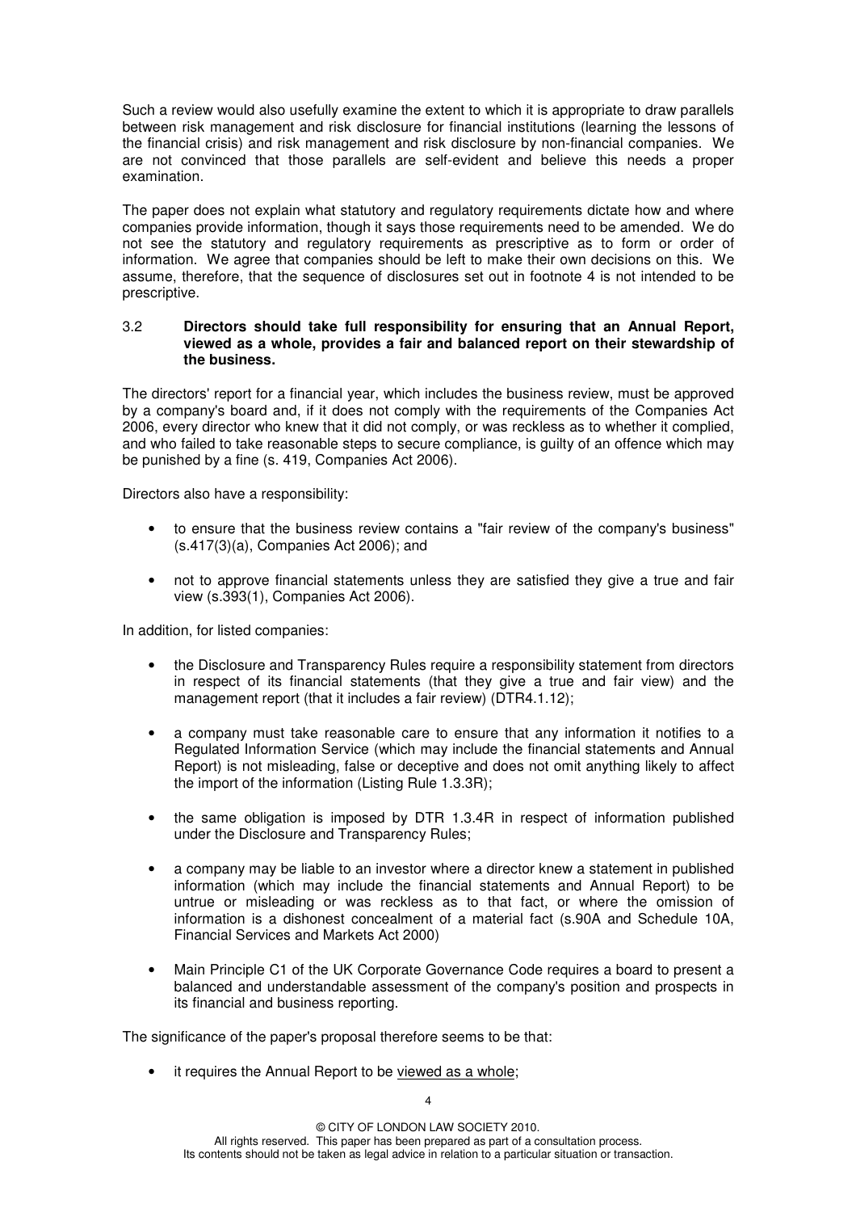Such a review would also usefully examine the extent to which it is appropriate to draw parallels between risk management and risk disclosure for financial institutions (learning the lessons of the financial crisis) and risk management and risk disclosure by non-financial companies. We are not convinced that those parallels are self-evident and believe this needs a proper examination.

The paper does not explain what statutory and regulatory requirements dictate how and where companies provide information, though it says those requirements need to be amended. We do not see the statutory and regulatory requirements as prescriptive as to form or order of information. We agree that companies should be left to make their own decisions on this. We assume, therefore, that the sequence of disclosures set out in footnote 4 is not intended to be prescriptive.

### 3.2 Directors should take full responsibility for ensuring that an Annual Report, viewed as a whole, provides a fair and balanced report on their stewardship of the business.

The directors' report for a financial year, which includes the business review, must be approved by a company's board and, if it does not comply with the requirements of the Companies Act 2006, every director who knew that it did not comply, or was reckless as to whether it complied, and who failed to take reasonable steps to secure compliance, is guilty of an offence which may be punished by a fine (s. 419, Companies Act 2006).

Directors also have a responsibility:

- to ensure that the business review contains a "fair review of the company's business" (s.417(3)(a), Companies Act 2006); and
- not to approve financial statements unless they are satisfied they give a true and fair view (s.393(1), Companies Act 2006).

In addition, for listed companies:

- the Disclosure and Transparency Rules require a responsibility statement from directors in respect of its financial statements (that they give a true and fair view) and the management report (that it includes a fair review) (DTR4.1.12);
- a company must take reasonable care to ensure that any information it notifies to a Regulated Information Service (which may include the financial statements and Annual Report) is not misleading, false or deceptive and does not omit anything likely to affect the import of the information (Listing Rule 1.3.3R);
- the same obligation is imposed by DTR 1.3.4R in respect of information published under the Disclosure and Transparency Rules;
- a company may be liable to an investor where a director knew a statement in published information (which may include the financial statements and Annual Report) to be untrue or misleading or was reckless as to that fact, or where the omission of information is a dishonest concealment of a material fact (s.90A and Schedule 10A, Financial Services and Markets Act 2000)
- Main Principle C1 of the UK Corporate Governance Code requires a board to present a balanced and understandable assessment of the company's position and prospects in its financial and business reporting.

The significance of the paper's proposal therefore seems to be that:

- it requires the Annual Report to be <u>viewed as a whole</u>;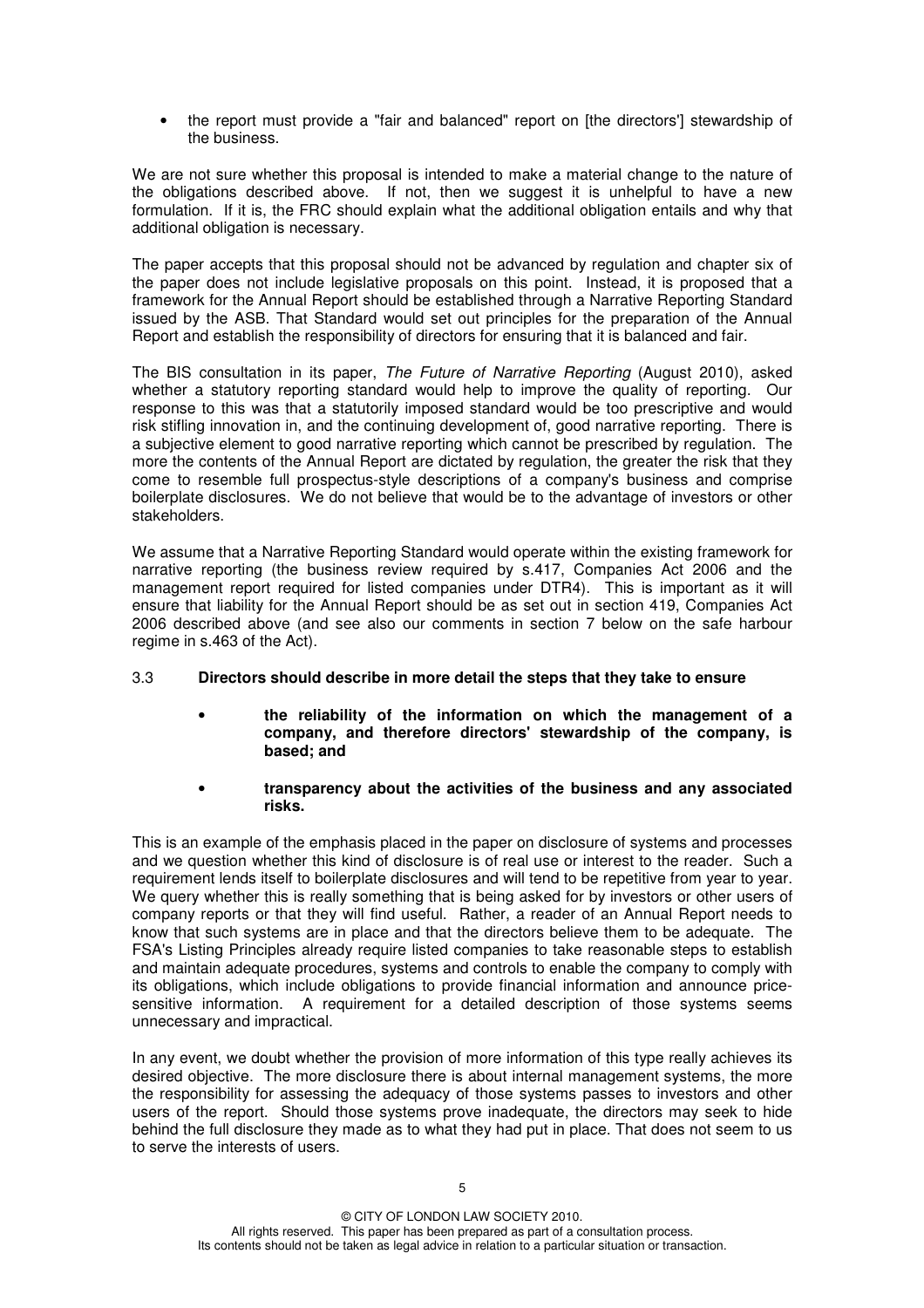- the report must provide a "fair and balanced" report on [the directors'] stewardship of the business.

We are not sure whether this proposal is intended to make a material change to the nature of the obligations described above. If not, then we suggest it is unhelpful to have a new formulation. If it is, the FRC should explain what the additional obligation entails and why that additional obligation is necessary.

The paper accepts that this proposal should not be advanced by regulation and chapter six of the paper does not include legislative proposals on this point. Instead, it is proposed that a framework for the Annual Report should be established through a Narrative Reporting Standard issued by the ASB. That Standard would set out principles for the preparation of the Annual Report and establish the responsibility of directors for ensuring that it is balanced and fair.

The BIS consultation in its paper, *The Future of Narrative Reporting* (August 2010), asked whether a statutory reporting standard would help to improve the quality of reporting. Our response to this was that a statutorily imposed standard would be too prescriptive and would risk stifling innovation in, and the continuing development of, good narrative reporting. There is a subjective element to good narrative reporting which cannot be prescribed by regulation. The more the contents of the Annual Report are dictated by regulation, the greater the risk that they come to resemble full prospectus-style descriptions of a company's business and comprise boilerplate disclosures. We do not believe that would be to the advantage of investors or other stakeholders.

We assume that a Narrative Reporting Standard would operate within the existing framework for narrative reporting (the business review required by s.417, Companies Act 2006 and the management report required for listed companies under DTR4). This is important as it will ensure that liability for the Annual Report should be as set out in section 419, Companies Act 2006 described above (and see also our comments in section 7 below on the safe harbour regime in s.463 of the Act).

3.3 **Directors should describe in more detail the steps that they take to ensure**

- **the reliability of the information on which the management of a company, and therefore directors' stewardship of the company, is based; and**
- **transparency about the activities of the business and any associated risks.**

This is an example of the emphasis placed in the paper on disclosure of systems and processes and we question whether this kind of disclosure is of real use or interest to the reader. Such a requirement lends itself to boilerplate disclosures and will tend to be repetitive from year to year. We query whether this is really something that is being asked for by investors or other users of company reports or that they will find useful. Rather, a reader of an Annual Report needs to know that such systems are in place and that the directors believe them to be adequate. The FSA's Listing Principles already require listed companies to take reasonable steps to establish and maintain adequate procedures, systems and controls to enable the company to comply with its obligations, which include obligations to provide financial information and announce price-sensitive information. A requirement for a detailed description of those systems seems unnecessary and impractical.

In any event, we doubt whether the provision of more information of this type really achieves its desired objective. The more disclosure there is about internal management systems, the more the responsibility for assessing the adequacy of those systems passes to investors and other users of the report. Should those systems prove inadequate, the directors may seek to hide behind the full disclosure they made as to what they had put in place. That does not seem to us to serve the interests of users.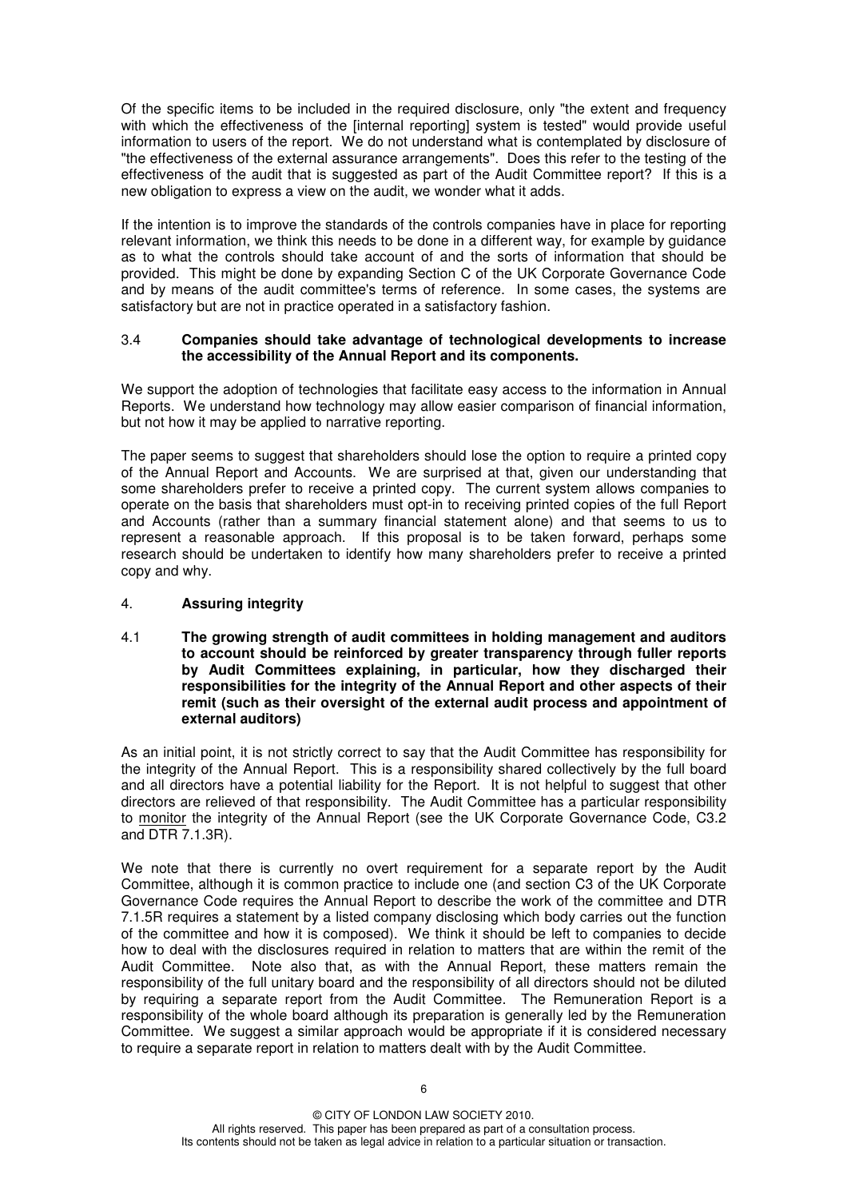Of the specific items to be included in the required disclosure, only "the extent and frequency with which the effectiveness of the [internal reporting] system is tested" would provide useful information to users of the report. We do not understand what is contemplated by disclosure of "the effectiveness of the external assurance arrangements". Does this refer to the testing of the effectiveness of the audit that is suggested as part of the Audit Committee report? If this is a new obligation to express a view on the audit, we wonder what it adds.

If the intention is to improve the standards of the controls companies have in place for reporting relevant information, we think this needs to be done in a different way, for example by guidance as to what the controls should take account of and the sorts of information that should be provided. This might be done by expanding Section C of the UK Corporate Governance Code and by means of the audit committee's terms of reference. In some cases, the systems are satisfactory but are not in practice operated in a satisfactory fashion.

3.4 **Companies should take advantage of technological developments to increase the accessibility of the Annual Report and its components.**

We support the adoption of technologies that facilitate easy access to the information in Annual Reports. We understand how technology may allow easier comparison of financial information, but not how it may be applied to narrative reporting.

The paper seems to suggest that shareholders should lose the option to require a printed copy of the Annual Report and Accounts. We are surprised at that, given our understanding that some shareholders prefer to receive a printed copy. The current system allows companies to operate on the basis that shareholders must opt-in to receiving printed copies of the full Report and Accounts (rather than a summary financial statement alone) and that seems to us to represent a reasonable approach. If this proposal is to be taken forward, perhaps some research should be undertaken to identify how many shareholders prefer to receive a printed copy and why.

4. **Assuring integrity**

4.1 **The growing strength of audit committees in holding management and auditors to account should be reinforced by greater transparency through fuller reports by Audit Committees explaining, in particular, how they discharged their responsibilities for the integrity of the Annual Report and other aspects of their remit (such as their oversight of the external audit process and appointment of external auditors)**

As an initial point, it is not strictly correct to say that the Audit Committee has responsibility for the integrity of the Annual Report. This is a responsibility shared collectively by the full board and all directors have a potential liability for the Report. It is not helpful to suggest that other directors are relieved of that responsibility. The Audit Committee has a particular responsibility to monitor the integrity of the Annual Report (see the UK Corporate Governance Code, C3.2 and DTR 7.1.3R).

We note that there is currently no overt requirement for a separate report by the Audit Committee, although it is common practice to include one (and section C3 of the UK Corporate Governance Code requires the Annual Report to describe the work of the committee and DTR 7.1.5R requires a statement by a listed company disclosing which body carries out the function of the committee and how it is composed). We think it should be left to companies to decide how to deal with the disclosures required in relation to matters that are within the remit of the Audit Committee. Note also that, as with the Annual Report, these matters remain the responsibility of the full unitary board and the responsibility of all directors should not be diluted by requiring a separate report from the Audit Committee. The Remuneration Report is a responsibility of the whole board although its preparation is generally led by the Remuneration Committee. We suggest a similar approach would be appropriate if it is considered necessary to require a separate report in relation to matters dealt with by the Audit Committee.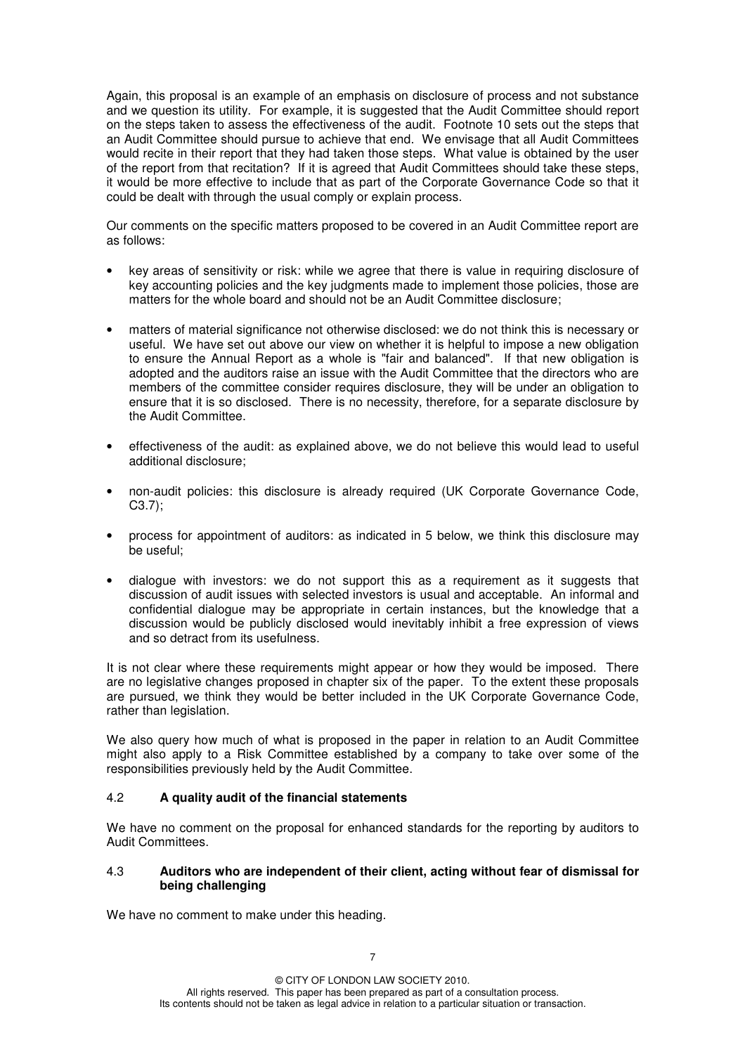Again, this proposal is an example of an emphasis on disclosure of process and not substance and we question its utility. For example, it is suggested that the Audit Committee should report on the steps taken to assess the effectiveness of the audit. Footnote 10 sets out the steps that an Audit Committee should pursue to achieve that end. We envisage that all Audit Committees would recite in their report that they had taken those steps. What value is obtained by the user of the report from that recitation? If it is agreed that Audit Committees should take these steps, it would be more effective to include that as part of the Corporate Governance Code so that it could be dealt with through the usual comply or explain process.

Our comments on the specific matters proposed to be covered in an Audit Committee report are as follows:

- key areas of sensitivity or risk: while we agree that there is value in requiring disclosure of key accounting policies and the key judgments made to implement those policies, those are matters for the whole board and should not be an Audit Committee disclosure;

- matters of material significance not otherwise disclosed: we do not think this is necessary or useful. We have set out above our view on whether it is helpful to impose a new obligation to ensure the Annual Report as a whole is "fair and balanced". If that new obligation is adopted and the auditors raise an issue with the Audit Committee that the directors who are members of the committee consider requires disclosure, they will be under an obligation to ensure that it is so disclosed. There is no necessity, therefore, for a separate disclosure by the Audit Committee.

- effectiveness of the audit: as explained above, we do not believe this would lead to useful additional disclosure;

- non-audit policies: this disclosure is already required (UK Corporate Governance Code, C3.7);

- process for appointment of auditors: as indicated in 5 below, we think this disclosure may be useful;

- dialogue with investors: we do not support this as a requirement as it suggests that discussion of audit issues with selected investors is usual and acceptable. An informal and confidential dialogue may be appropriate in certain instances, but the knowledge that a discussion would be publicly disclosed would inevitably inhibit a free expression of views and so detract from its usefulness.

It is not clear where these requirements might appear or how they would be imposed. There are no legislative changes proposed in chapter six of the paper. To the extent these proposals are pursued, we think they would be better included in the UK Corporate Governance Code, rather than legislation.

We also query how much of what is proposed in the paper in relation to an Audit Committee might also apply to a Risk Committee established by a company to take over some of the responsibilities previously held by the Audit Committee.

### 4.2 **A quality audit of the financial statements**

We have no comment on the proposal for enhanced standards for the reporting by auditors to Audit Committees.

### 4.3 **Auditors who are independent of their client, acting without fear of dismissal for being challenging**

We have no comment to make under this heading.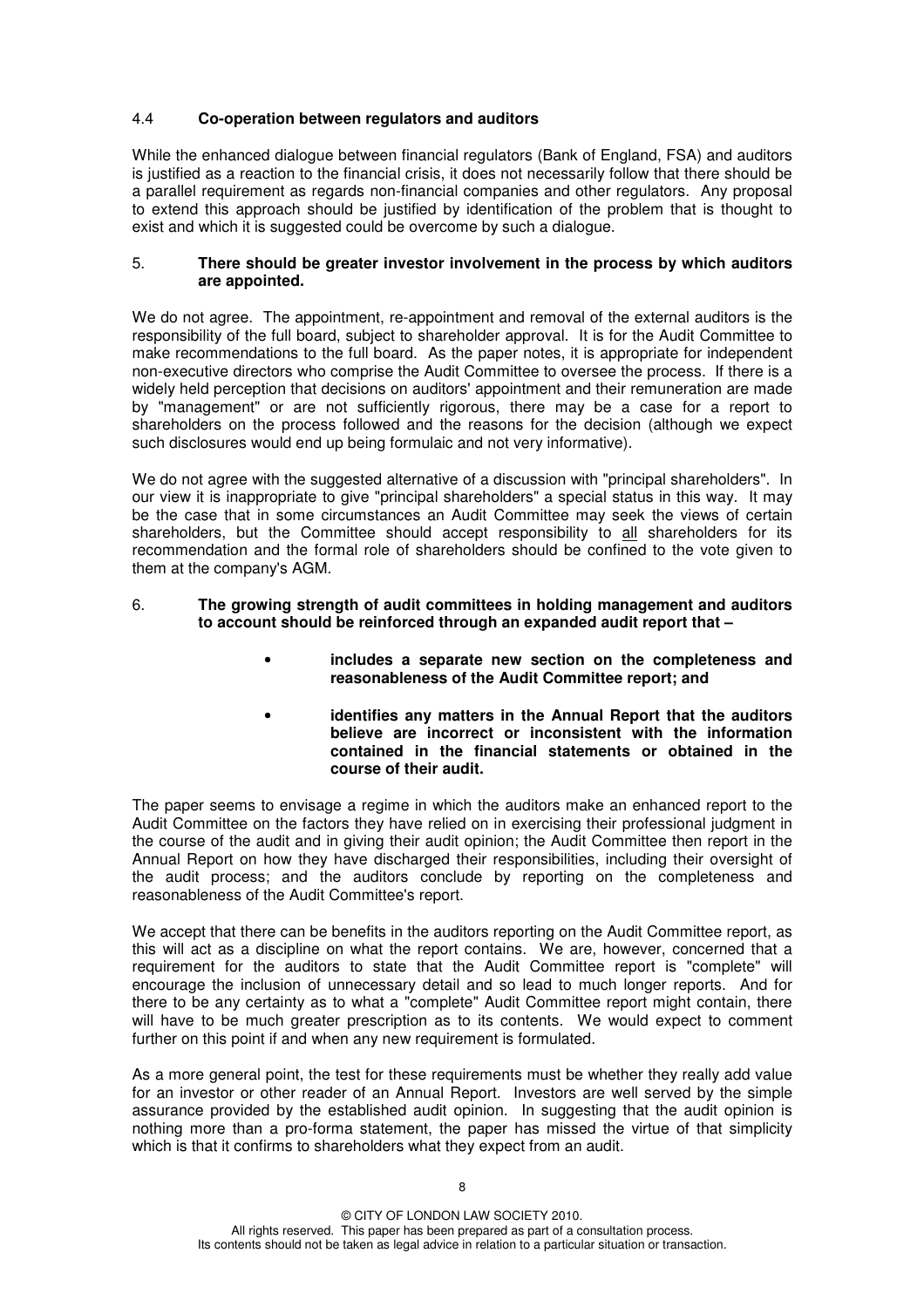### 4.4 Co-operation between regulators and auditors

While the enhanced dialogue between financial regulators (Bank of England, FSA) and auditors is justified as a reaction to the financial crisis, it does not necessarily follow that there should be a parallel requirement as regards non-financial companies and other regulators. Any proposal to extend this approach should be justified by identification of the problem that is thought to exist and which it is suggested could be overcome by such a dialogue.

### 5. There should be greater investor involvement in the process by which auditors are appointed.

We do not agree. The appointment, re-appointment and removal of the external auditors is the responsibility of the full board, subject to shareholder approval. It is for the Audit Committee to make recommendations to the full board. As the paper notes, it is appropriate for independent non-executive directors who comprise the Audit Committee to oversee the process. If there is a widely held perception that decisions on auditors' appointment and their remuneration are made by "management" or are not sufficiently rigorous, there may be a case for a report to shareholders on the process followed and the reasons for the decision (although we expect such disclosures would end up being formulaic and not very informative).

We do not agree with the suggested alternative of a discussion with "principal shareholders". In our view it is inappropriate to give "principal shareholders" a special status in this way. It may be the case that in some circumstances an Audit Committee may seek the views of certain shareholders, but the Committee should accept responsibility to <u>all</u> shareholders for its recommendation and the formal role of shareholders should be confined to the vote given to them at the company's AGM.

### 6. The growing strength of audit committees in holding management and auditors to account should be reinforced through an expanded audit report that –

- **includes a separate new section on the completeness and reasonableness of the Audit Committee report; and**
- **identifies any matters in the Annual Report that the auditors believe are incorrect or inconsistent with the information contained in the financial statements or obtained in the course of their audit.**

The paper seems to envisage a regime in which the auditors make an enhanced report to the Audit Committee on the factors they have relied on in exercising their professional judgment in the course of the audit and in giving their audit opinion; the Audit Committee then report in the Annual Report on how they have discharged their responsibilities, including their oversight of the audit process; and the auditors conclude by reporting on the completeness and reasonableness of the Audit Committee's report.

We accept that there can be benefits in the auditors reporting on the Audit Committee report, as this will act as a discipline on what the report contains. We are, however, concerned that a requirement for the auditors to state that the Audit Committee report is "complete" will encourage the inclusion of unnecessary detail and so lead to much longer reports. And for there to be any certainty as to what a "complete" Audit Committee report might contain, there will have to be much greater prescription as to its contents. We would expect to comment further on this point if and when any new requirement is formulated.

As a more general point, the test for these requirements must be whether they really add value for an investor or other reader of an Annual Report. Investors are well served by the simple assurance provided by the established audit opinion. In suggesting that the audit opinion is nothing more than a pro-forma statement, the paper has missed the virtue of that simplicity which is that it confirms to shareholders what they expect from an audit.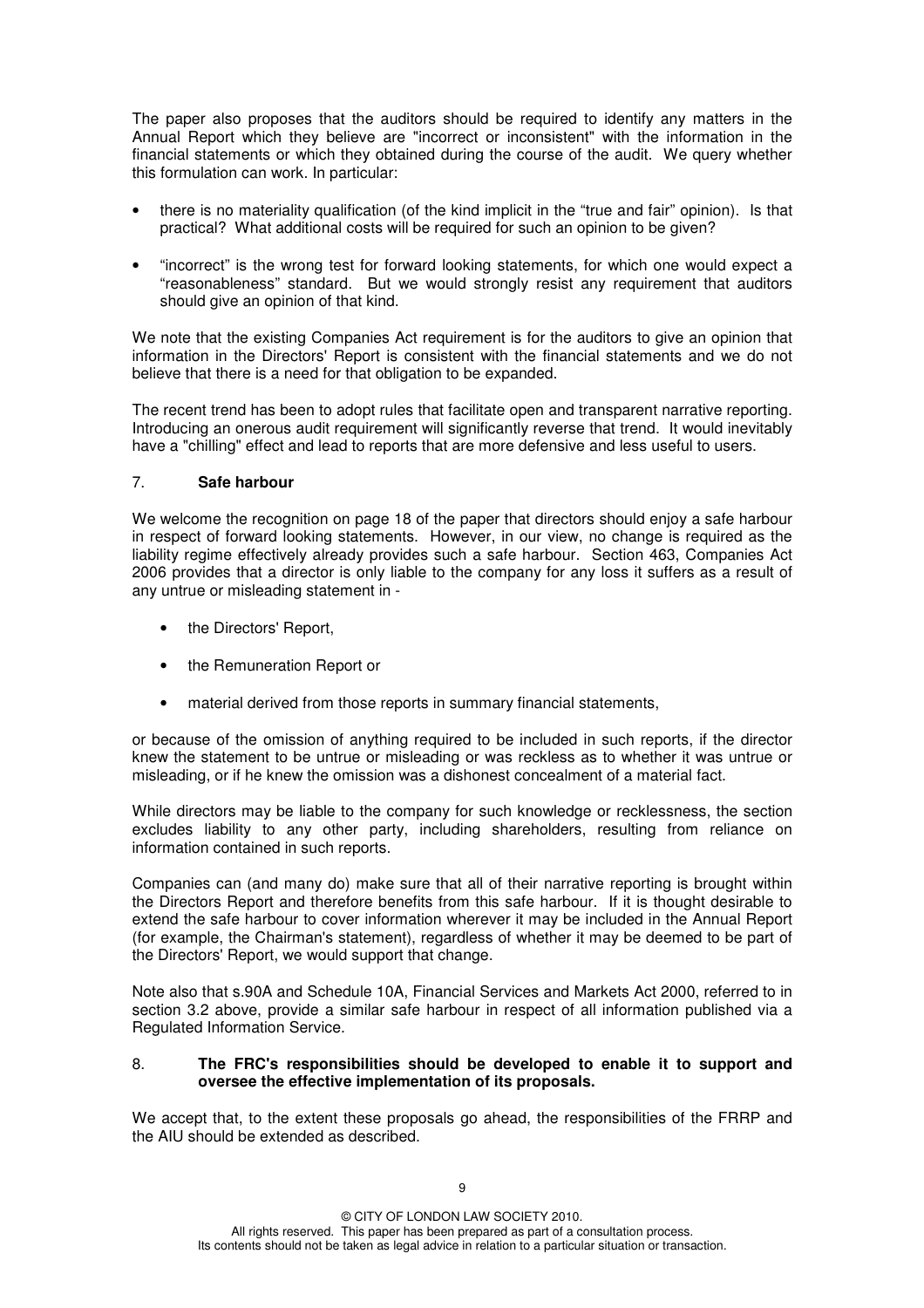The paper also proposes that the auditors should be required to identify any matters in the Annual Report which they believe are "incorrect or inconsistent" with the information in the financial statements or which they obtained during the course of the audit. We query whether this formulation can work. In particular:

- there is no materiality qualification (of the kind implicit in the "true and fair" opinion). Is that practical? What additional costs will be required for such an opinion to be given?
- "incorrect" is the wrong test for forward looking statements, for which one would expect a "reasonableness" standard. But we would strongly resist any requirement that auditors should give an opinion of that kind.

We note that the existing Companies Act requirement is for the auditors to give an opinion that information in the Directors' Report is consistent with the financial statements and we do not believe that there is a need for that obligation to be expanded.

The recent trend has been to adopt rules that facilitate open and transparent narrative reporting. Introducing an onerous audit requirement will significantly reverse that trend. It would inevitably have a "chilling" effect and lead to reports that are more defensive and less useful to users.

## 7. **Safe harbour**

We welcome the recognition on page 18 of the paper that directors should enjoy a safe harbour in respect of forward looking statements. However, in our view, no change is required as the liability regime effectively already provides such a safe harbour. Section 463, Companies Act 2006 provides that a director is only liable to the company for any loss it suffers as a result of any untrue or misleading statement in -

- the Directors' Report,
- the Remuneration Report or
- material derived from those reports in summary financial statements,

or because of the omission of anything required to be included in such reports, if the director knew the statement to be untrue or misleading or was reckless as to whether it was untrue or misleading, or if he knew the omission was a dishonest concealment of a material fact.

While directors may be liable to the company for such knowledge or recklessness, the section excludes liability to any other party, including shareholders, resulting from reliance on information contained in such reports.

Companies can (and many do) make sure that all of their narrative reporting is brought within the Directors Report and therefore benefits from this safe harbour. If it is thought desirable to extend the safe harbour to cover information wherever it may be included in the Annual Report (for example, the Chairman's statement), regardless of whether it may be deemed to be part of the Directors' Report, we would support that change.

Note also that s.90A and Schedule 10A, Financial Services and Markets Act 2000, referred to in section 3.2 above, provide a similar safe harbour in respect of all information published via a Regulated Information Service.

## 8. **The FRC's responsibilities should be developed to enable it to support and oversee the effective implementation of its proposals.**

We accept that, to the extent these proposals go ahead, the responsibilities of the FRRP and the AIU should be extended as described.

© CITY OF LONDON LAW SOCIETY 2010.
All rights reserved. This paper has been prepared as part of a consultation process.
Its contents should not be taken as legal advice in relation to a particular situation or transaction.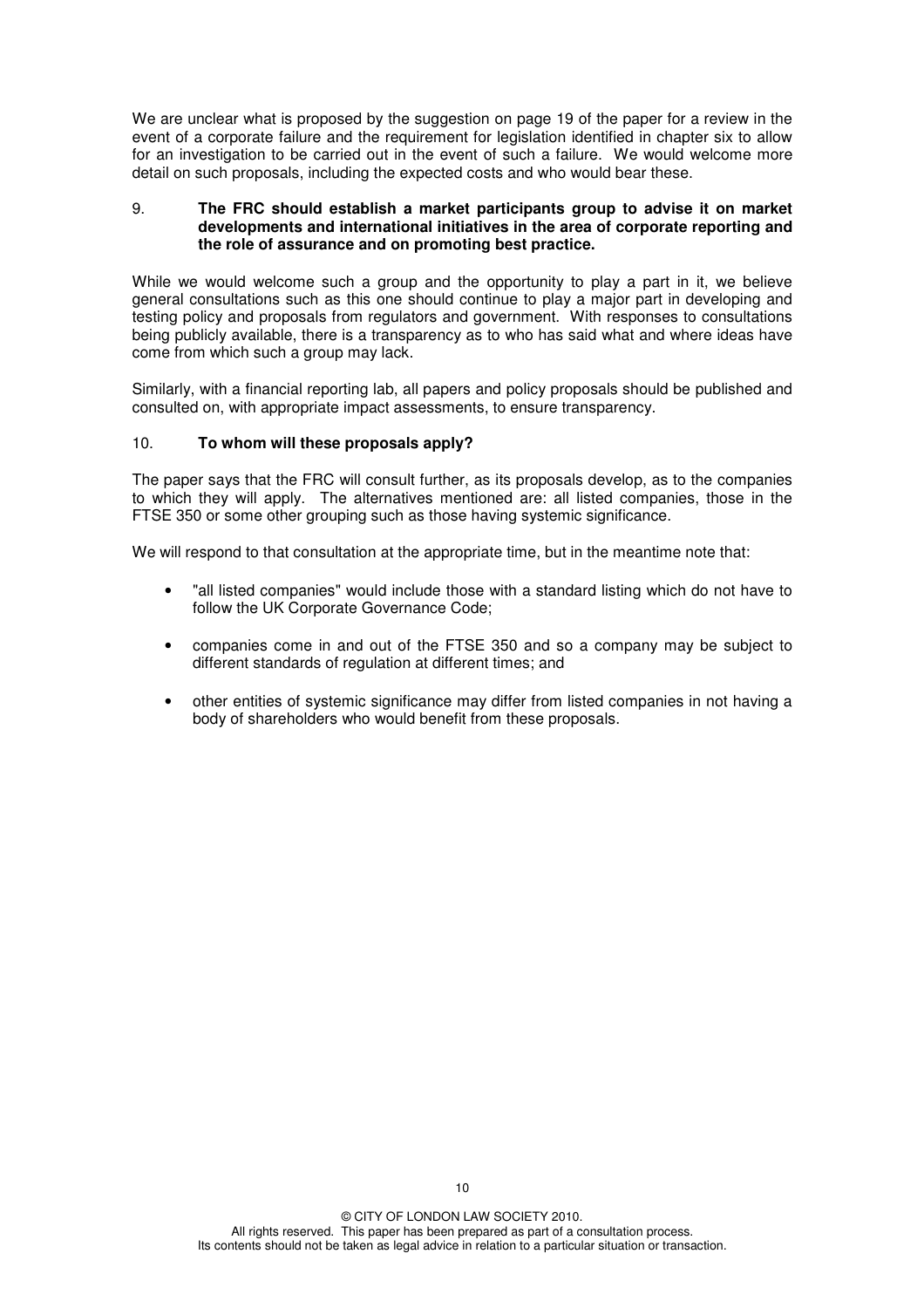We are unclear what is proposed by the suggestion on page 19 of the paper for a review in the event of a corporate failure and the requirement for legislation identified in chapter six to allow for an investigation to be carried out in the event of such a failure. We would welcome more detail on such proposals, including the expected costs and who would bear these.

9. **The FRC should establish a market participants group to advise it on market developments and international initiatives in the area of corporate reporting and the role of assurance and on promoting best practice.**

While we would welcome such a group and the opportunity to play a part in it, we believe general consultations such as this one should continue to play a major part in developing and testing policy and proposals from regulators and government. With responses to consultations being publicly available, there is a transparency as to who has said what and where ideas have come from which such a group may lack.

Similarly, with a financial reporting lab, all papers and policy proposals should be published and consulted on, with appropriate impact assessments, to ensure transparency.

10. **To whom will these proposals apply?**

The paper says that the FRC will consult further, as its proposals develop, as to the companies to which they will apply. The alternatives mentioned are: all listed companies, those in the FTSE 350 or some other grouping such as those having systemic significance.

We will respond to that consultation at the appropriate time, but in the meantime note that:

- "all listed companies" would include those with a standard listing which do not have to follow the UK Corporate Governance Code;
- companies come in and out of the FTSE 350 and so a company may be subject to different standards of regulation at different times; and
- other entities of systemic significance may differ from listed companies in not having a body of shareholders who would benefit from these proposals.

© CITY OF LONDON LAW SOCIETY 2010.
All rights reserved. This paper has been prepared as part of a consultation process.
Its contents should not be taken as legal advice in relation to a particular situation or transaction.